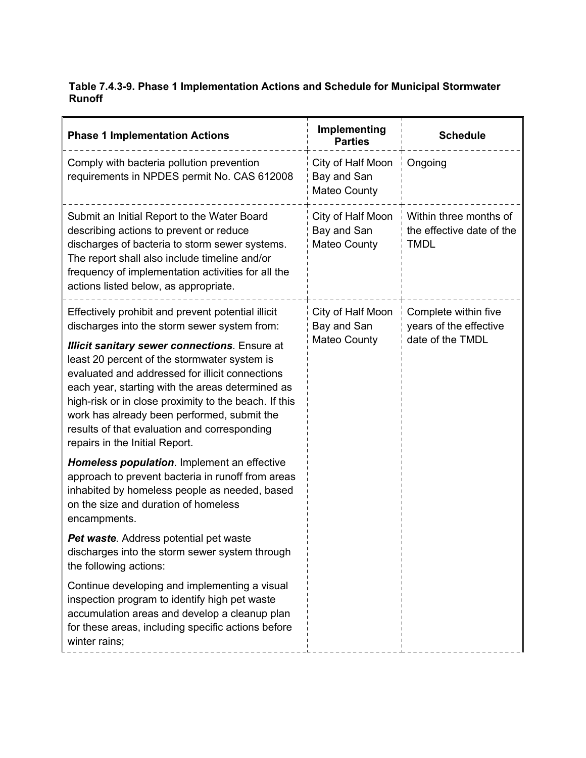**Table 7.4.3-9. Phase 1 Implementation Actions and Schedule for Municipal Stormwater Runoff**

| Phase 1 Implementation Actions | Implementing Parties | Schedule |
|---|---|---|
| Comply with bacteria pollution prevention requirements in NPDES permit No. CAS 612008 | City of Half Moon Bay and San Mateo County | Ongoing |
| Submit an Initial Report to the Water Board describing actions to prevent or reduce discharges of bacteria to storm sewer systems. The report shall also include timeline and/or frequency of implementation activities for all the actions listed below, as appropriate. | City of Half Moon Bay and San Mateo County | Within three months of the effective date of the TMDL |
| Effectively prohibit and prevent potential illicit discharges into the storm sewer system from:<br><br>***Illicit sanitary sewer connections***. Ensure at least 20 percent of the stormwater system is evaluated and addressed for illicit connections each year, starting with the areas determined as high-risk or in close proximity to the beach. If this work has already been performed, submit the results of that evaluation and corresponding repairs in the Initial Report.<br><br>***Homeless population***. Implement an effective approach to prevent bacteria in runoff from areas inhabited by homeless people as needed, based on the size and duration of homeless encampments.<br><br>***Pet waste***. Address potential pet waste discharges into the storm sewer system through the following actions:<br><br>Continue developing and implementing a visual inspection program to identify high pet waste accumulation areas and develop a cleanup plan for these areas, including specific actions before winter rains; | City of Half Moon Bay and San Mateo County | Complete within five years of the effective date of the TMDL |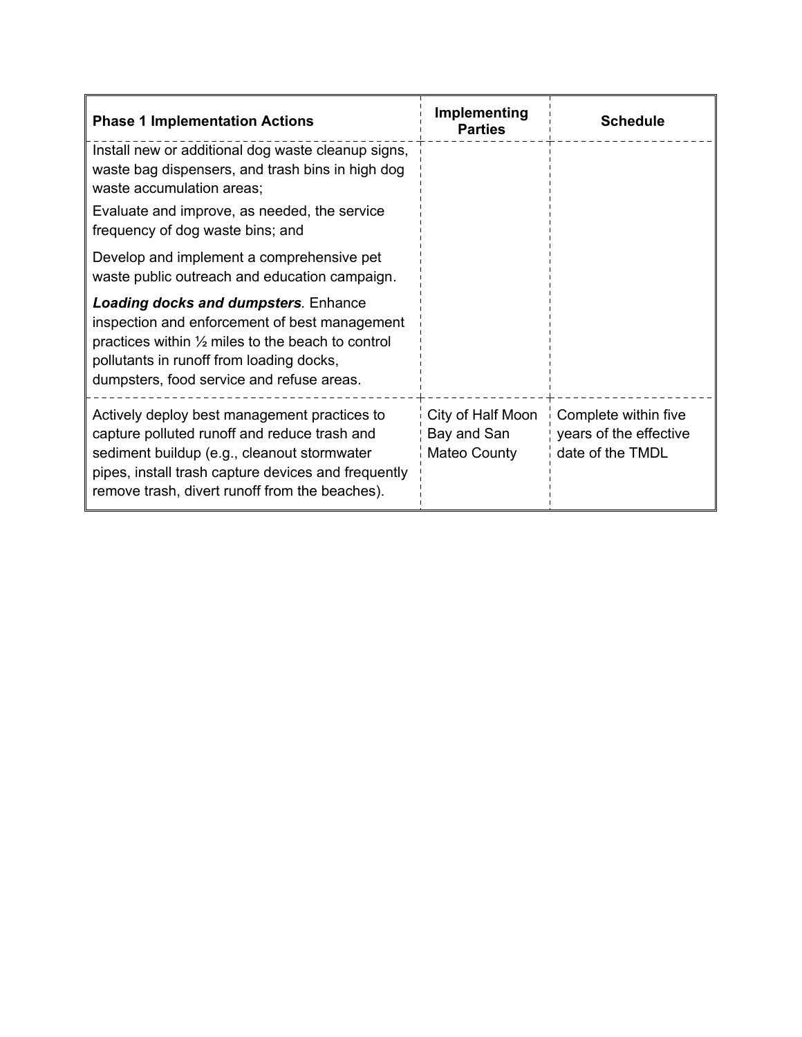| Phase 1 Implementation Actions | Implementing Parties | Schedule |
|---|---|---|
| Install new or additional dog waste cleanup signs, waste bag dispensers, and trash bins in high dog waste accumulation areas;<br><br>Evaluate and improve, as needed, the service frequency of dog waste bins; and<br><br>Develop and implement a comprehensive pet waste public outreach and education campaign.<br><br>***Loading docks and dumpsters**.* Enhance inspection and enforcement of best management practices within ½ miles to the beach to control pollutants in runoff from loading docks, dumpsters, food service and refuse areas. | | |
| Actively deploy best management practices to capture polluted runoff and reduce trash and sediment buildup (e.g., cleanout stormwater pipes, install trash capture devices and frequently remove trash, divert runoff from the beaches). | City of Half Moon Bay and San Mateo County | Complete within five years of the effective date of the TMDL |